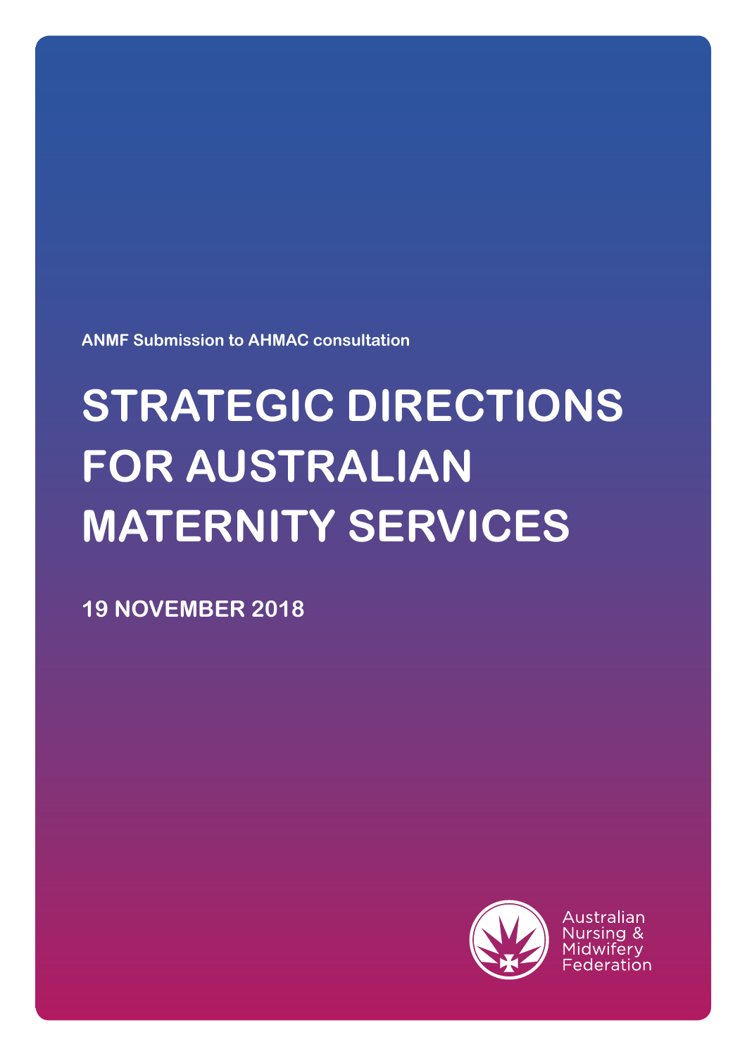ANMF Submission to AHMAC consultation

# STRATEGIC DIRECTIONS FOR AUSTRALIAN MATERNITY SERVICES

**19 NOVEMBER 2018**

Australian Nursing & Midwifery Federation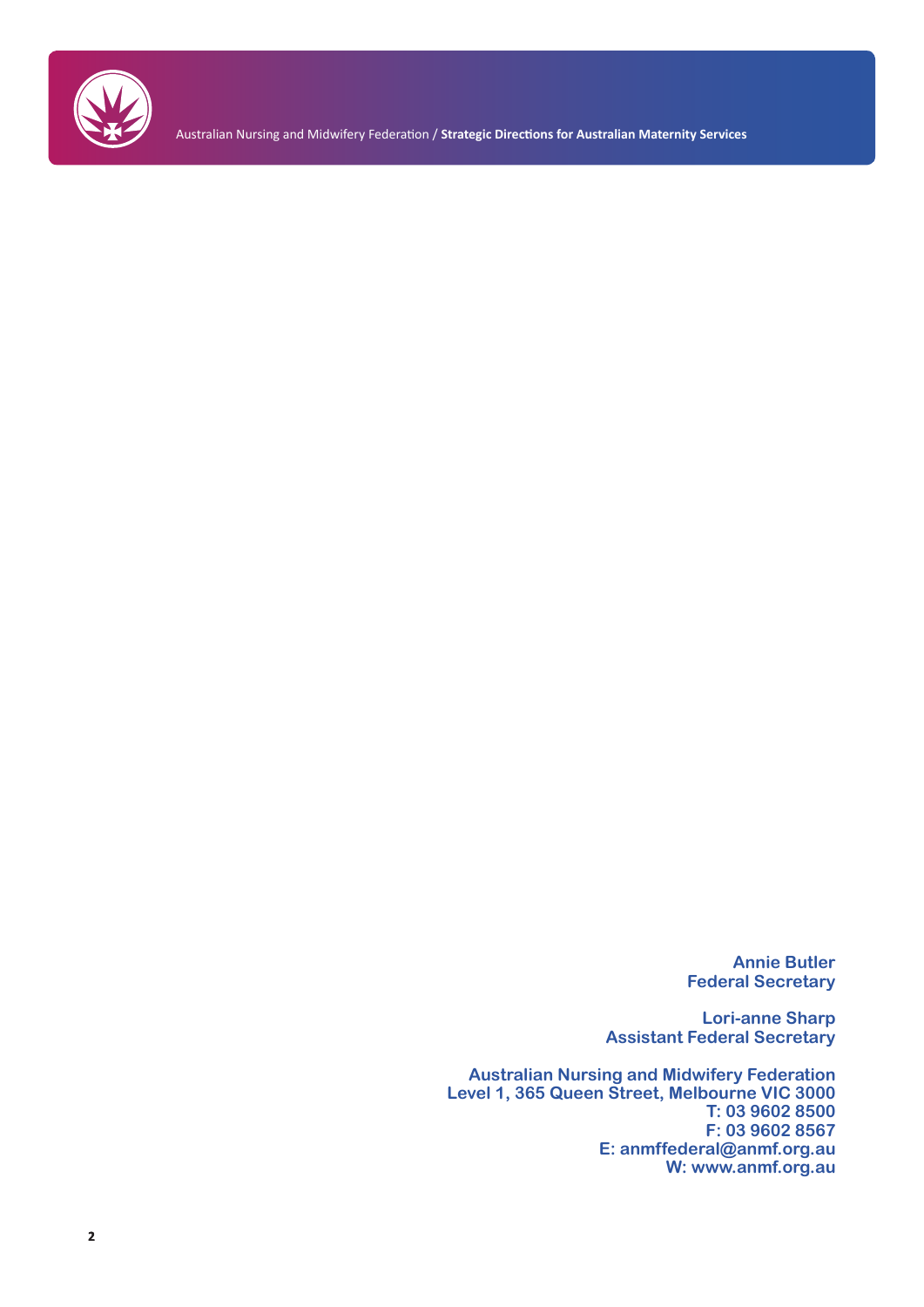**Annie Butler**
**Federal Secretary**

**Lori-anne Sharp**
**Assistant Federal Secretary**

**Australian Nursing and Midwifery Federation**
**Level 1, 365 Queen Street, Melbourne VIC 3000**
**T: 03 9602 8500**
**F: 03 9602 8567**
**E: anmffederal@anmf.org.au**
**W: www.anmf.org.au**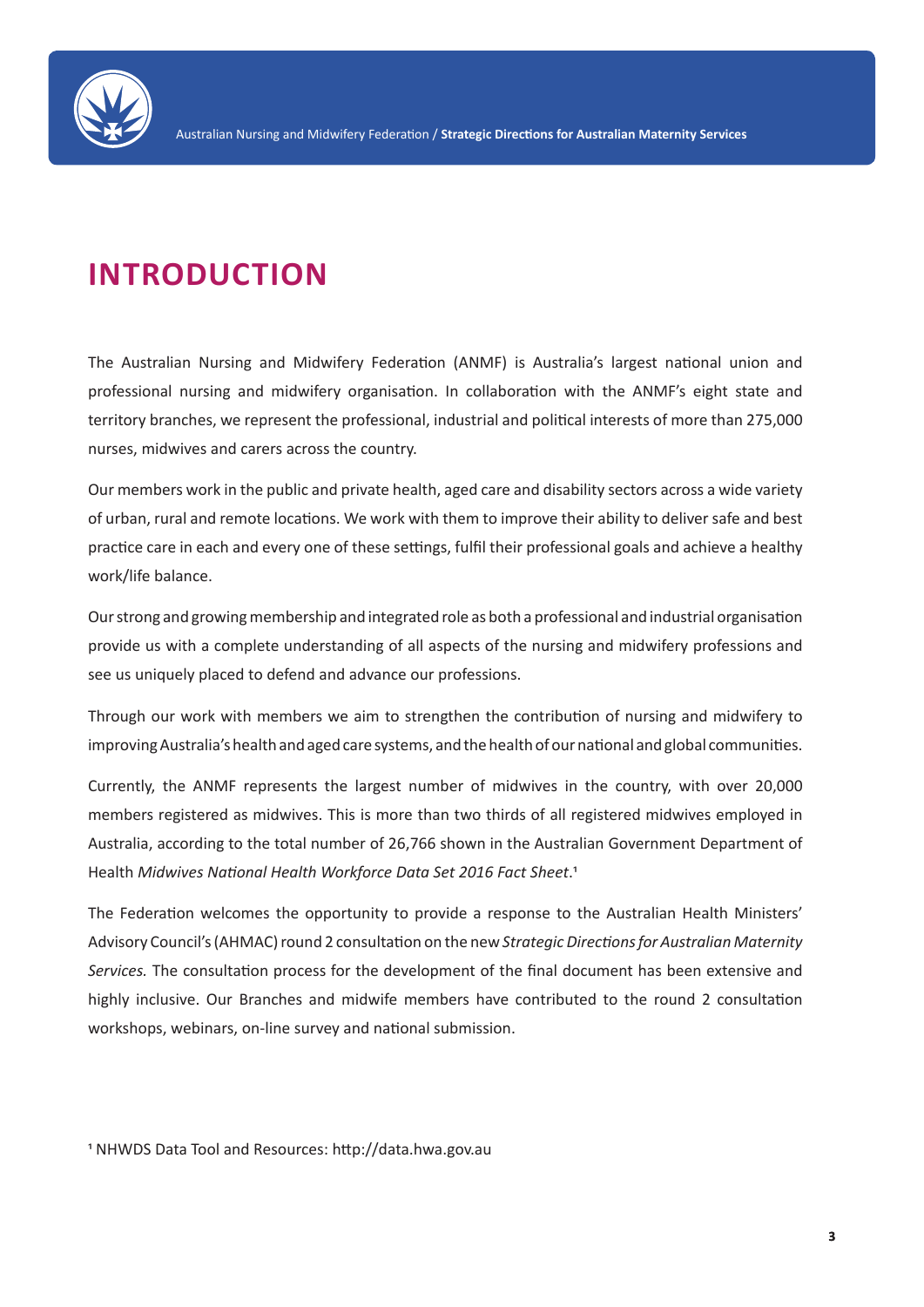# INTRODUCTION

The Australian Nursing and Midwifery Federation (ANMF) is Australia's largest national union and professional nursing and midwifery organisation. In collaboration with the ANMF's eight state and territory branches, we represent the professional, industrial and political interests of more than 275,000 nurses, midwives and carers across the country.

Our members work in the public and private health, aged care and disability sectors across a wide variety of urban, rural and remote locations. We work with them to improve their ability to deliver safe and best practice care in each and every one of these settings, fulfil their professional goals and achieve a healthy work/life balance.

Our strong and growing membership and integrated role as both a professional and industrial organisation provide us with a complete understanding of all aspects of the nursing and midwifery professions and see us uniquely placed to defend and advance our professions.

Through our work with members we aim to strengthen the contribution of nursing and midwifery to improving Australia's health and aged care systems, and the health of our national and global communities.

Currently, the ANMF represents the largest number of midwives in the country, with over 20,000 members registered as midwives. This is more than two thirds of all registered midwives employed in Australia, according to the total number of 26,766 shown in the Australian Government Department of Health *Midwives National Health Workforce Data Set 2016 Fact Sheet*.[1]

The Federation welcomes the opportunity to provide a response to the Australian Health Ministers' Advisory Council's (AHMAC) round 2 consultation on the new *Strategic Directions for Australian Maternity Services.* The consultation process for the development of the final document has been extensive and highly inclusive. Our Branches and midwife members have contributed to the round 2 consultation workshops, webinars, on-line survey and national submission.

[1] NHWDS Data Tool and Resources: http://data.hwa.gov.au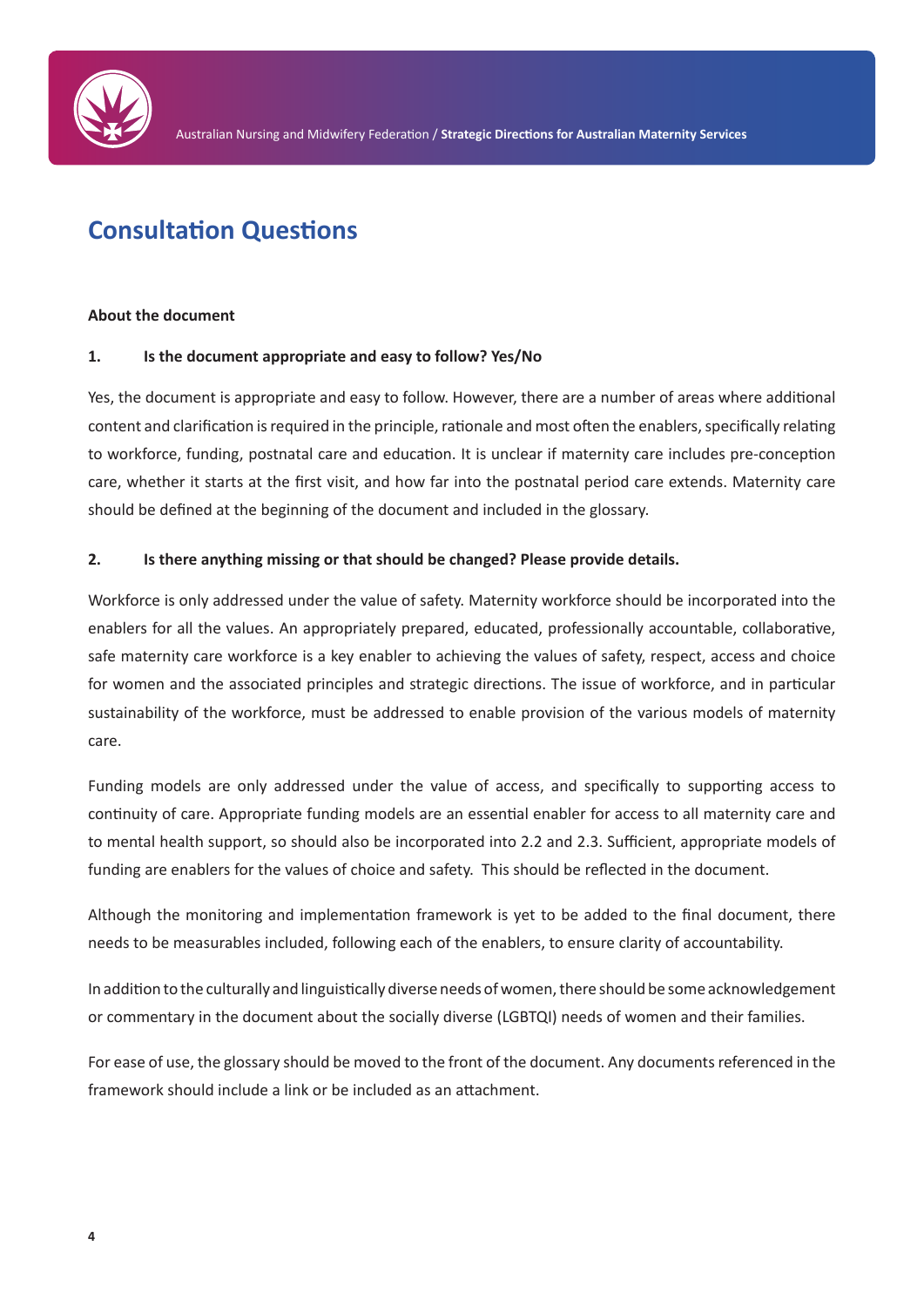# Consultation Questions

**About the document**

**1. Is the document appropriate and easy to follow? Yes/No**

Yes, the document is appropriate and easy to follow. However, there are a number of areas where additional content and clarification is required in the principle, rationale and most often the enablers, specifically relating to workforce, funding, postnatal care and education. It is unclear if maternity care includes pre-conception care, whether it starts at the first visit, and how far into the postnatal period care extends. Maternity care should be defined at the beginning of the document and included in the glossary.

**2. Is there anything missing or that should be changed? Please provide details.**

Workforce is only addressed under the value of safety. Maternity workforce should be incorporated into the enablers for all the values. An appropriately prepared, educated, professionally accountable, collaborative, safe maternity care workforce is a key enabler to achieving the values of safety, respect, access and choice for women and the associated principles and strategic directions. The issue of workforce, and in particular sustainability of the workforce, must be addressed to enable provision of the various models of maternity care.

Funding models are only addressed under the value of access, and specifically to supporting access to continuity of care. Appropriate funding models are an essential enabler for access to all maternity care and to mental health support, so should also be incorporated into 2.2 and 2.3. Sufficient, appropriate models of funding are enablers for the values of choice and safety. This should be reflected in the document.

Although the monitoring and implementation framework is yet to be added to the final document, there needs to be measurables included, following each of the enablers, to ensure clarity of accountability.

In addition to the culturally and linguistically diverse needs of women, there should be some acknowledgement or commentary in the document about the socially diverse (LGBTQI) needs of women and their families.

For ease of use, the glossary should be moved to the front of the document. Any documents referenced in the framework should include a link or be included as an attachment.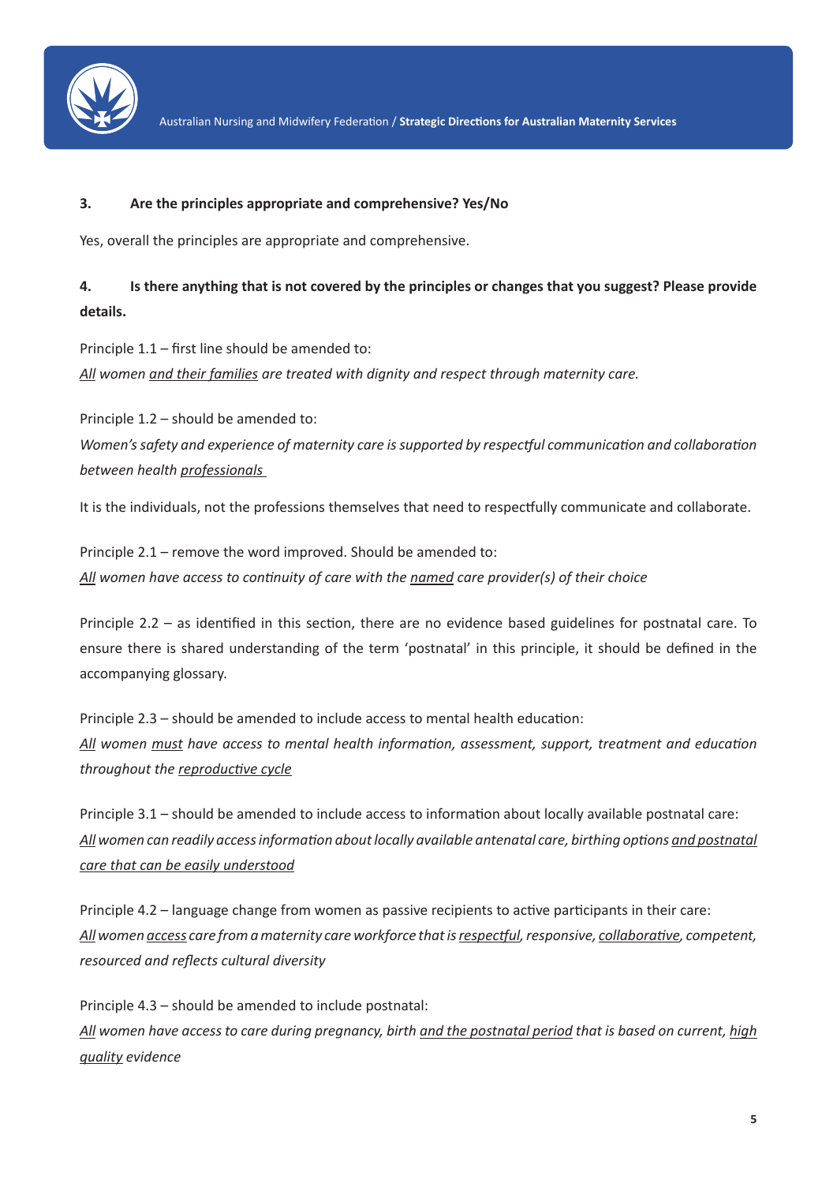**3. Are the principles appropriate and comprehensive? Yes/No**

Yes, overall the principles are appropriate and comprehensive.

**4. Is there anything that is not covered by the principles or changes that you suggest? Please provide details.**

Principle 1.1 – first line should be amended to:
*<u>All</u> women <u>and their families</u> are treated with dignity and respect through maternity care.*

Principle 1.2 – should be amended to:
*Women's safety and experience of maternity care is supported by respectful communication and collaboration between health <u>professionals</u>*

It is the individuals, not the professions themselves that need to respectfully communicate and collaborate.

Principle 2.1 – remove the word improved. Should be amended to:
*<u>All</u> women have access to continuity of care with the <u>named</u> care provider(s) of their choice*

Principle 2.2 – as identified in this section, there are no evidence based guidelines for postnatal care. To ensure there is shared understanding of the term 'postnatal' in this principle, it should be defined in the accompanying glossary.

Principle 2.3 – should be amended to include access to mental health education:
*<u>All</u> women <u>must</u> have access to mental health information, assessment, support, treatment and education throughout the <u>reproductive cycle</u>*

Principle 3.1 – should be amended to include access to information about locally available postnatal care:
*<u>All</u> women can readily access information about locally available antenatal care, birthing options <u>and postnatal care that can be easily understood</u>*

Principle 4.2 – language change from women as passive recipients to active participants in their care:
*<u>All</u> women <u>access</u> care from a maternity care workforce that is <u>respectful</u>, responsive, <u>collaborative</u>, competent, resourced and reflects cultural diversity*

Principle 4.3 – should be amended to include postnatal:
*<u>All</u> women have access to care during pregnancy, birth <u>and the postnatal period</u> that is based on current, <u>high quality</u> evidence*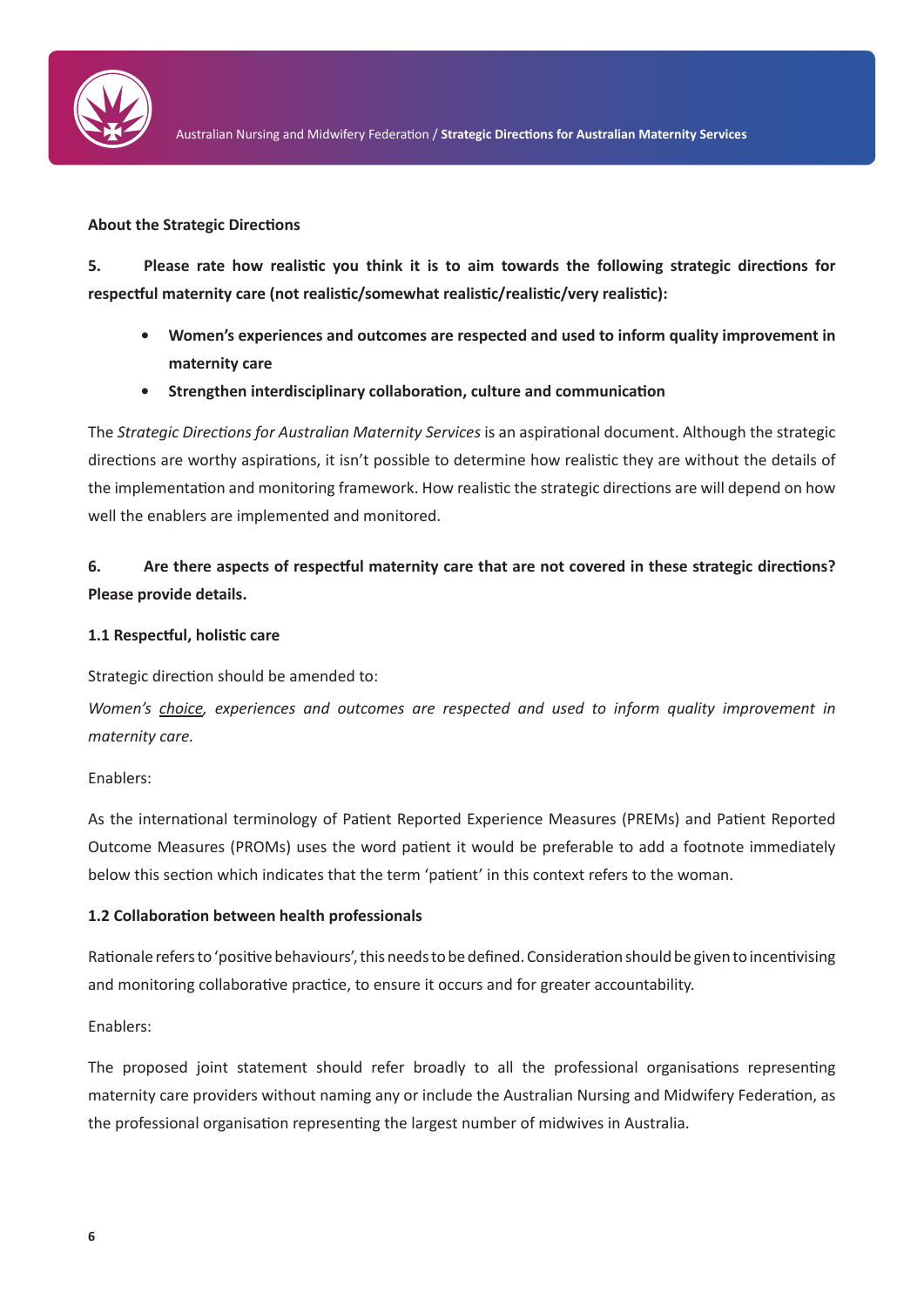**About the Strategic Directions**

**5. Please rate how realistic you think it is to aim towards the following strategic directions for respectful maternity care (not realistic/somewhat realistic/realistic/very realistic):**

- **Women's experiences and outcomes are respected and used to inform quality improvement in maternity care**
- **Strengthen interdisciplinary collaboration, culture and communication**

The *Strategic Directions for Australian Maternity Services* is an aspirational document. Although the strategic directions are worthy aspirations, it isn't possible to determine how realistic they are without the details of the implementation and monitoring framework. How realistic the strategic directions are will depend on how well the enablers are implemented and monitored.

**6. Are there aspects of respectful maternity care that are not covered in these strategic directions? Please provide details.**

**1.1 Respectful, holistic care**

Strategic direction should be amended to:

*Women's <u>choice</u>, experiences and outcomes are respected and used to inform quality improvement in maternity care.*

Enablers:

As the international terminology of Patient Reported Experience Measures (PREMs) and Patient Reported Outcome Measures (PROMs) uses the word patient it would be preferable to add a footnote immediately below this section which indicates that the term 'patient' in this context refers to the woman.

**1.2 Collaboration between health professionals**

Rationale refers to 'positive behaviours', this needs to be defined. Consideration should be given to incentivising and monitoring collaborative practice, to ensure it occurs and for greater accountability.

Enablers:

The proposed joint statement should refer broadly to all the professional organisations representing maternity care providers without naming any or include the Australian Nursing and Midwifery Federation, as the professional organisation representing the largest number of midwives in Australia.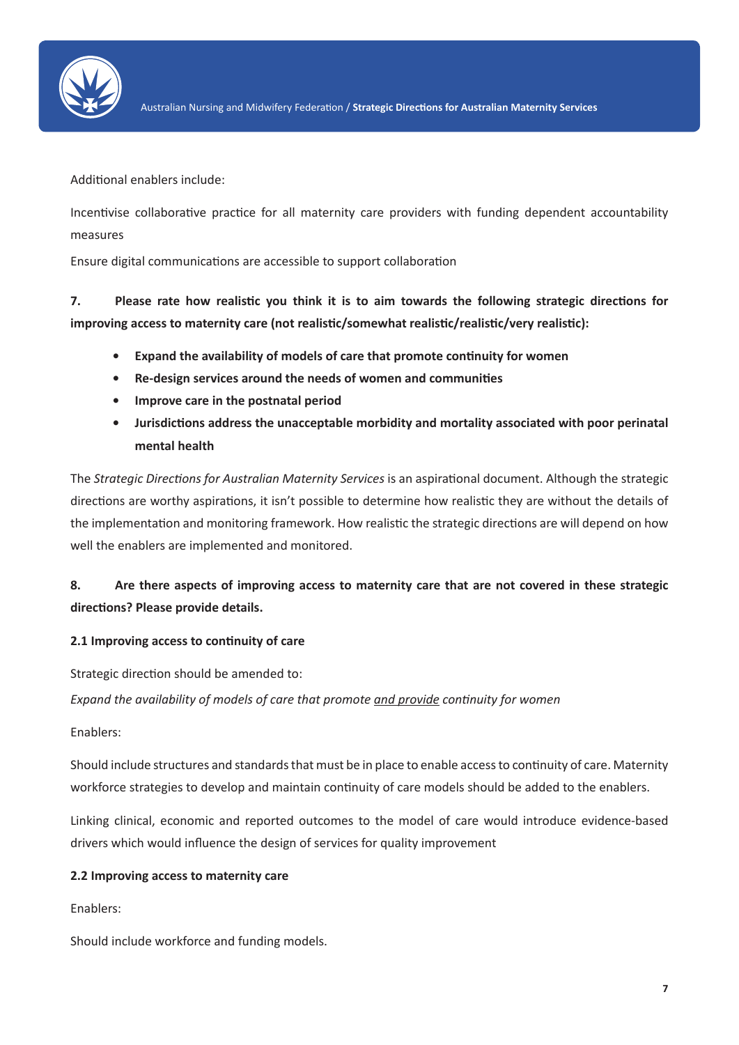Additional enablers include:

Incentivise collaborative practice for all maternity care providers with funding dependent accountability measures

Ensure digital communications are accessible to support collaboration

**7. Please rate how realistic you think it is to aim towards the following strategic directions for improving access to maternity care (not realistic/somewhat realistic/realistic/very realistic):**

- **Expand the availability of models of care that promote continuity for women**
- **Re-design services around the needs of women and communities**
- **Improve care in the postnatal period**
- **Jurisdictions address the unacceptable morbidity and mortality associated with poor perinatal mental health**

The *Strategic Directions for Australian Maternity Services* is an aspirational document. Although the strategic directions are worthy aspirations, it isn't possible to determine how realistic they are without the details of the implementation and monitoring framework. How realistic the strategic directions are will depend on how well the enablers are implemented and monitored.

**8. Are there aspects of improving access to maternity care that are not covered in these strategic directions? Please provide details.**

**2.1 Improving access to continuity of care**

Strategic direction should be amended to:

*Expand the availability of models of care that promote <u>and provide</u> continuity for women*

Enablers:

Should include structures and standards that must be in place to enable access to continuity of care. Maternity workforce strategies to develop and maintain continuity of care models should be added to the enablers.

Linking clinical, economic and reported outcomes to the model of care would introduce evidence-based drivers which would influence the design of services for quality improvement

**2.2 Improving access to maternity care**

Enablers:

Should include workforce and funding models.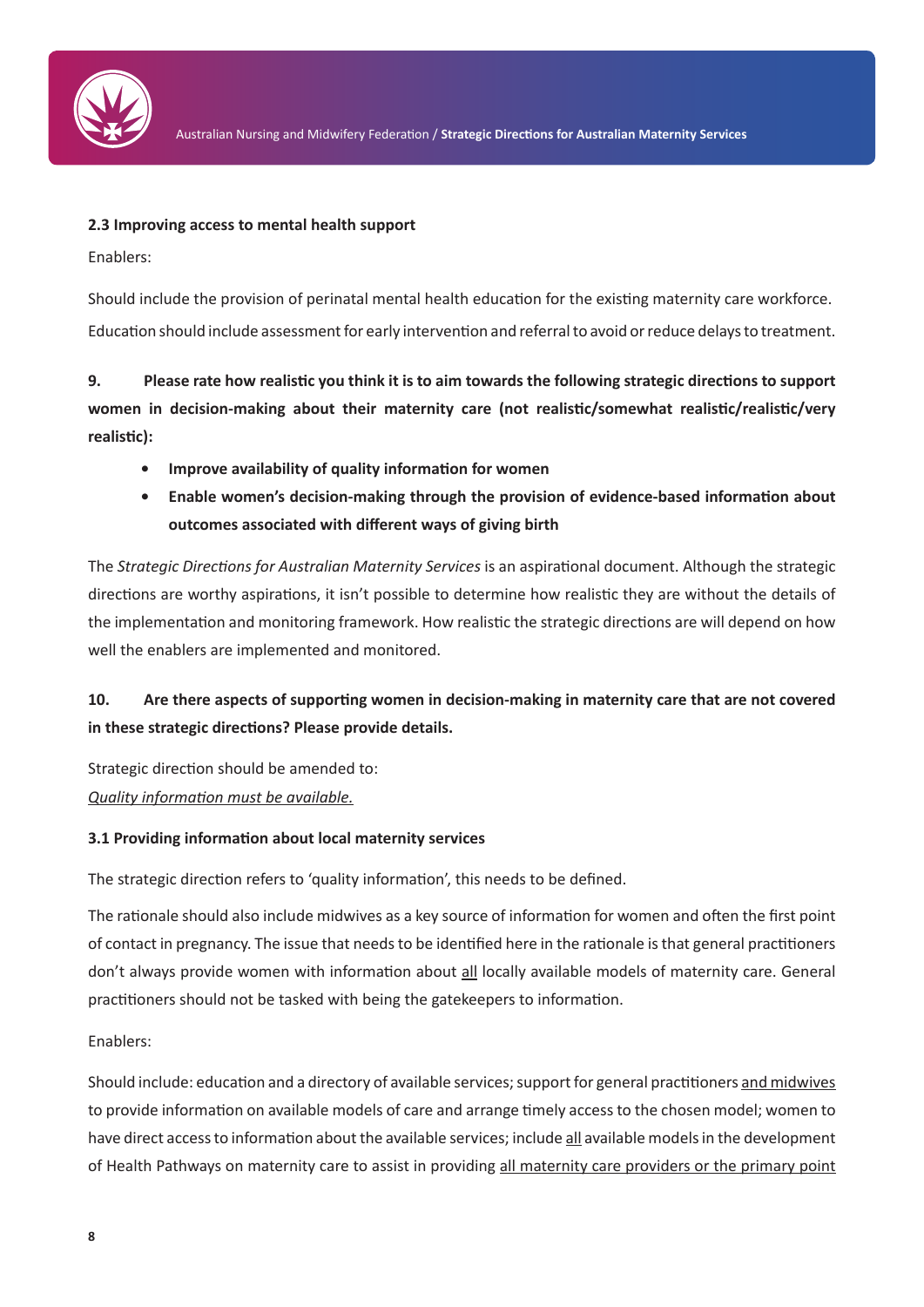**2.3 Improving access to mental health support**

Enablers:

Should include the provision of perinatal mental health education for the existing maternity care workforce. Education should include assessment for early intervention and referral to avoid or reduce delays to treatment.

**9. Please rate how realistic you think it is to aim towards the following strategic directions to support women in decision-making about their maternity care (not realistic/somewhat realistic/realistic/very realistic):**

- **Improve availability of quality information for women**
- **Enable women's decision-making through the provision of evidence-based information about outcomes associated with different ways of giving birth**

The *Strategic Directions for Australian Maternity Services* is an aspirational document. Although the strategic directions are worthy aspirations, it isn't possible to determine how realistic they are without the details of the implementation and monitoring framework. How realistic the strategic directions are will depend on how well the enablers are implemented and monitored.

**10. Are there aspects of supporting women in decision-making in maternity care that are not covered in these strategic directions? Please provide details.**

Strategic direction should be amended to:
<u>*Quality information must be available.*</u>

**3.1 Providing information about local maternity services**

The strategic direction refers to 'quality information', this needs to be defined.

The rationale should also include midwives as a key source of information for women and often the first point of contact in pregnancy. The issue that needs to be identified here in the rationale is that general practitioners don't always provide women with information about <u>all</u> locally available models of maternity care. General practitioners should not be tasked with being the gatekeepers to information.

Enablers:

Should include: education and a directory of available services; support for general practitioners <u>and midwives</u> to provide information on available models of care and arrange timely access to the chosen model; women to have direct access to information about the available services; include <u>all</u> available models in the development of Health Pathways on maternity care to assist in providing <u>all maternity care providers or the primary point</u>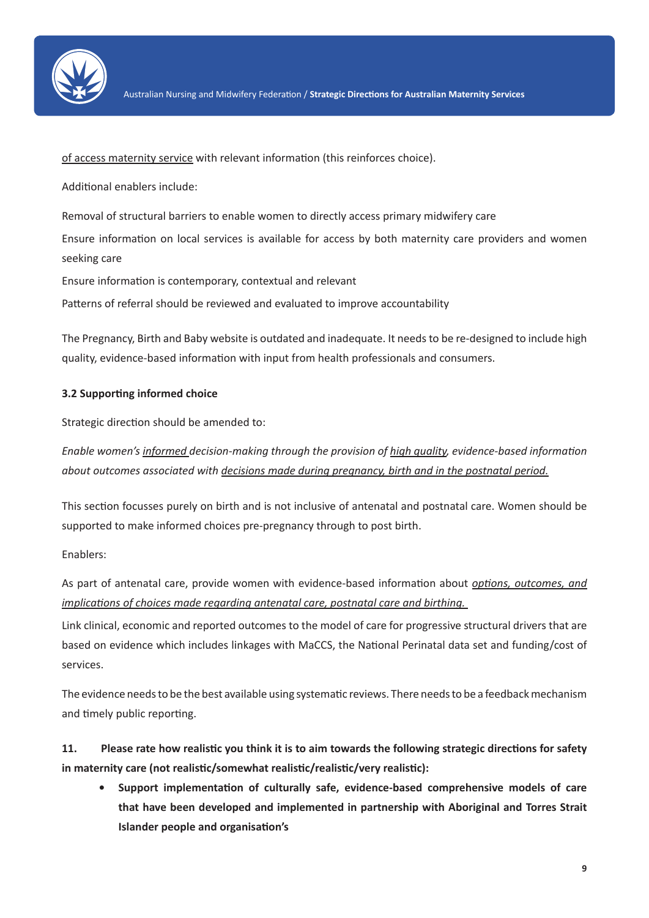<u>of access maternity service</u> with relevant information (this reinforces choice).

Additional enablers include:

Removal of structural barriers to enable women to directly access primary midwifery care

Ensure information on local services is available for access by both maternity care providers and women seeking care

Ensure information is contemporary, contextual and relevant

Patterns of referral should be reviewed and evaluated to improve accountability

The Pregnancy, Birth and Baby website is outdated and inadequate. It needs to be re-designed to include high quality, evidence-based information with input from health professionals and consumers.

**3.2 Supporting informed choice**

Strategic direction should be amended to:

*Enable women's <u>informed</u> decision-making through the provision of <u>high quality</u>, evidence-based information about outcomes associated with <u>decisions made during pregnancy, birth and in the postnatal period.</u>*

This section focusses purely on birth and is not inclusive of antenatal and postnatal care. Women should be supported to make informed choices pre-pregnancy through to post birth.

Enablers:

As part of antenatal care, provide women with evidence-based information about *<u>options, outcomes, and implications of choices made regarding antenatal care, postnatal care and birthing.</u>*

Link clinical, economic and reported outcomes to the model of care for progressive structural drivers that are based on evidence which includes linkages with MaCCS, the National Perinatal data set and funding/cost of services.

The evidence needs to be the best available using systematic reviews. There needs to be a feedback mechanism and timely public reporting.

**11. Please rate how realistic you think it is to aim towards the following strategic directions for safety in maternity care (not realistic/somewhat realistic/realistic/very realistic):**

- **Support implementation of culturally safe, evidence-based comprehensive models of care that have been developed and implemented in partnership with Aboriginal and Torres Strait Islander people and organisation's**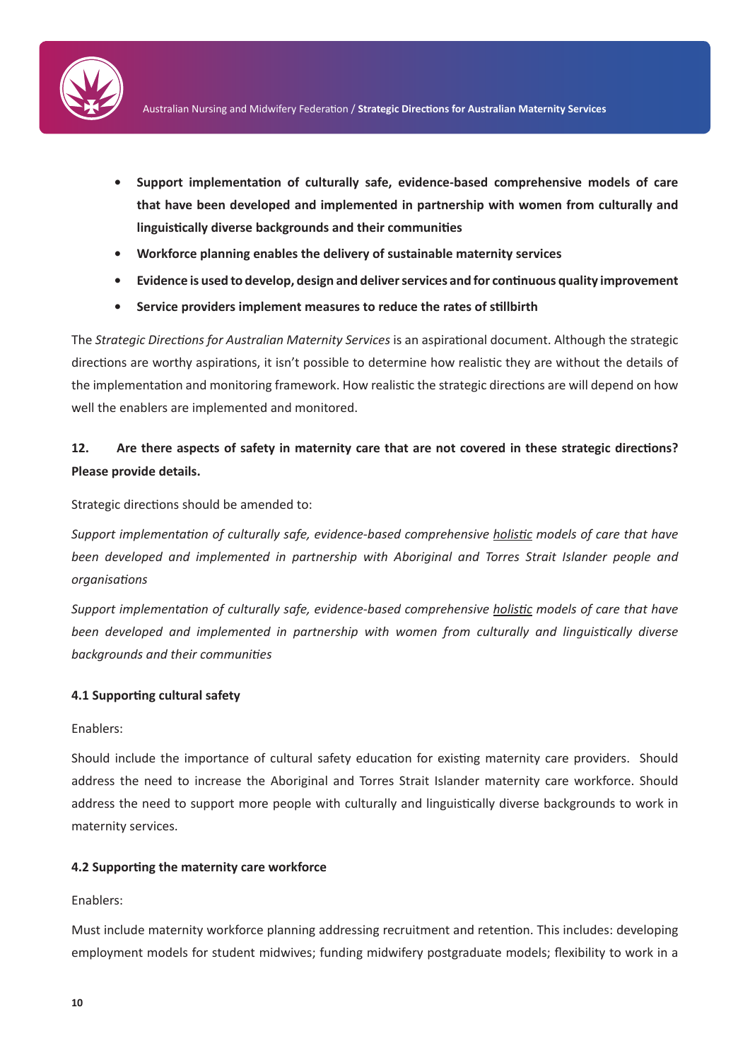- **Support implementation of culturally safe, evidence-based comprehensive models of care that have been developed and implemented in partnership with women from culturally and linguistically diverse backgrounds and their communities**
- **Workforce planning enables the delivery of sustainable maternity services**
- **Evidence is used to develop, design and deliver services and for continuous quality improvement**
- **Service providers implement measures to reduce the rates of stillbirth**

The *Strategic Directions for Australian Maternity Services* is an aspirational document. Although the strategic directions are worthy aspirations, it isn't possible to determine how realistic they are without the details of the implementation and monitoring framework. How realistic the strategic directions are will depend on how well the enablers are implemented and monitored.

**12. Are there aspects of safety in maternity care that are not covered in these strategic directions? Please provide details.**

Strategic directions should be amended to:

*Support implementation of culturally safe, evidence-based comprehensive <u>holistic</u> models of care that have been developed and implemented in partnership with Aboriginal and Torres Strait Islander people and organisations*

*Support implementation of culturally safe, evidence-based comprehensive <u>holistic</u> models of care that have been developed and implemented in partnership with women from culturally and linguistically diverse backgrounds and their communities*

**4.1 Supporting cultural safety**

Enablers:

Should include the importance of cultural safety education for existing maternity care providers. Should address the need to increase the Aboriginal and Torres Strait Islander maternity care workforce. Should address the need to support more people with culturally and linguistically diverse backgrounds to work in maternity services.

**4.2 Supporting the maternity care workforce**

Enablers:

Must include maternity workforce planning addressing recruitment and retention. This includes: developing employment models for student midwives; funding midwifery postgraduate models; flexibility to work in a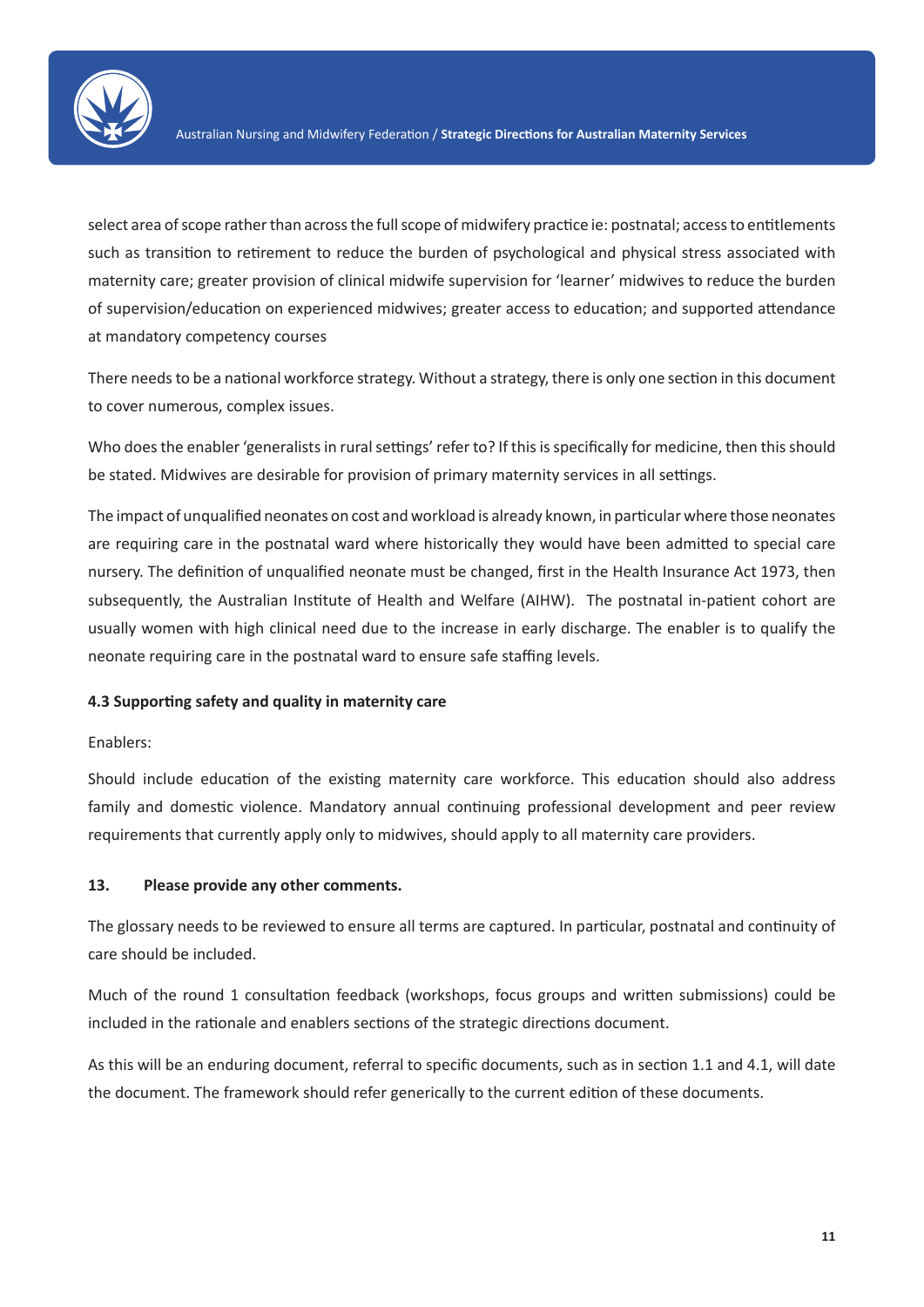select area of scope rather than across the full scope of midwifery practice ie: postnatal; access to entitlements such as transition to retirement to reduce the burden of psychological and physical stress associated with maternity care; greater provision of clinical midwife supervision for 'learner' midwives to reduce the burden of supervision/education on experienced midwives; greater access to education; and supported attendance at mandatory competency courses

There needs to be a national workforce strategy. Without a strategy, there is only one section in this document to cover numerous, complex issues.

Who does the enabler 'generalists in rural settings' refer to? If this is specifically for medicine, then this should be stated. Midwives are desirable for provision of primary maternity services in all settings.

The impact of unqualified neonates on cost and workload is already known, in particular where those neonates are requiring care in the postnatal ward where historically they would have been admitted to special care nursery. The definition of unqualified neonate must be changed, first in the Health Insurance Act 1973, then subsequently, the Australian Institute of Health and Welfare (AIHW). The postnatal in-patient cohort are usually women with high clinical need due to the increase in early discharge. The enabler is to qualify the neonate requiring care in the postnatal ward to ensure safe staffing levels.

**4.3 Supporting safety and quality in maternity care**

Enablers:

Should include education of the existing maternity care workforce. This education should also address family and domestic violence. Mandatory annual continuing professional development and peer review requirements that currently apply only to midwives, should apply to all maternity care providers.

**13. Please provide any other comments.**

The glossary needs to be reviewed to ensure all terms are captured. In particular, postnatal and continuity of care should be included.

Much of the round 1 consultation feedback (workshops, focus groups and written submissions) could be included in the rationale and enablers sections of the strategic directions document.

As this will be an enduring document, referral to specific documents, such as in section 1.1 and 4.1, will date the document. The framework should refer generically to the current edition of these documents.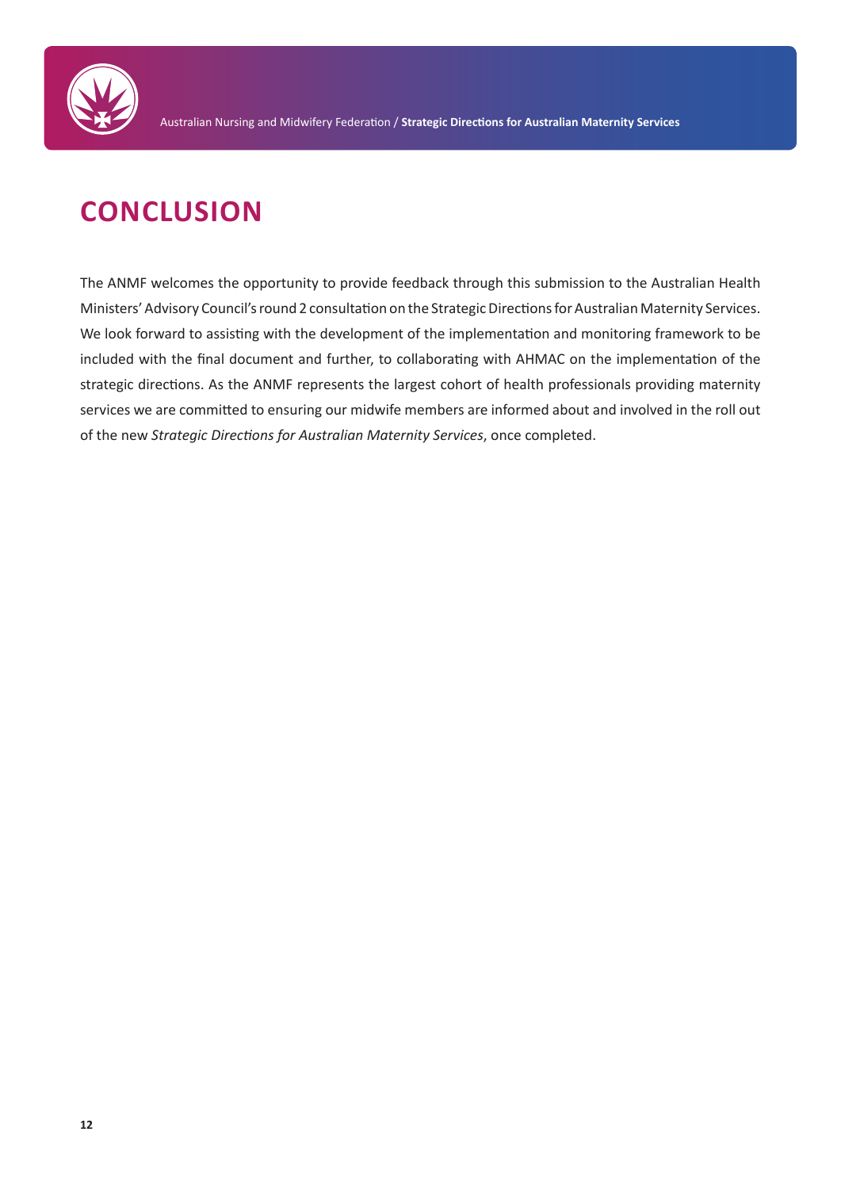# CONCLUSION

The ANMF welcomes the opportunity to provide feedback through this submission to the Australian Health Ministers' Advisory Council's round 2 consultation on the Strategic Directions for Australian Maternity Services. We look forward to assisting with the development of the implementation and monitoring framework to be included with the final document and further, to collaborating with AHMAC on the implementation of the strategic directions. As the ANMF represents the largest cohort of health professionals providing maternity services we are committed to ensuring our midwife members are informed about and involved in the roll out of the new *Strategic Directions for Australian Maternity Services*, once completed.